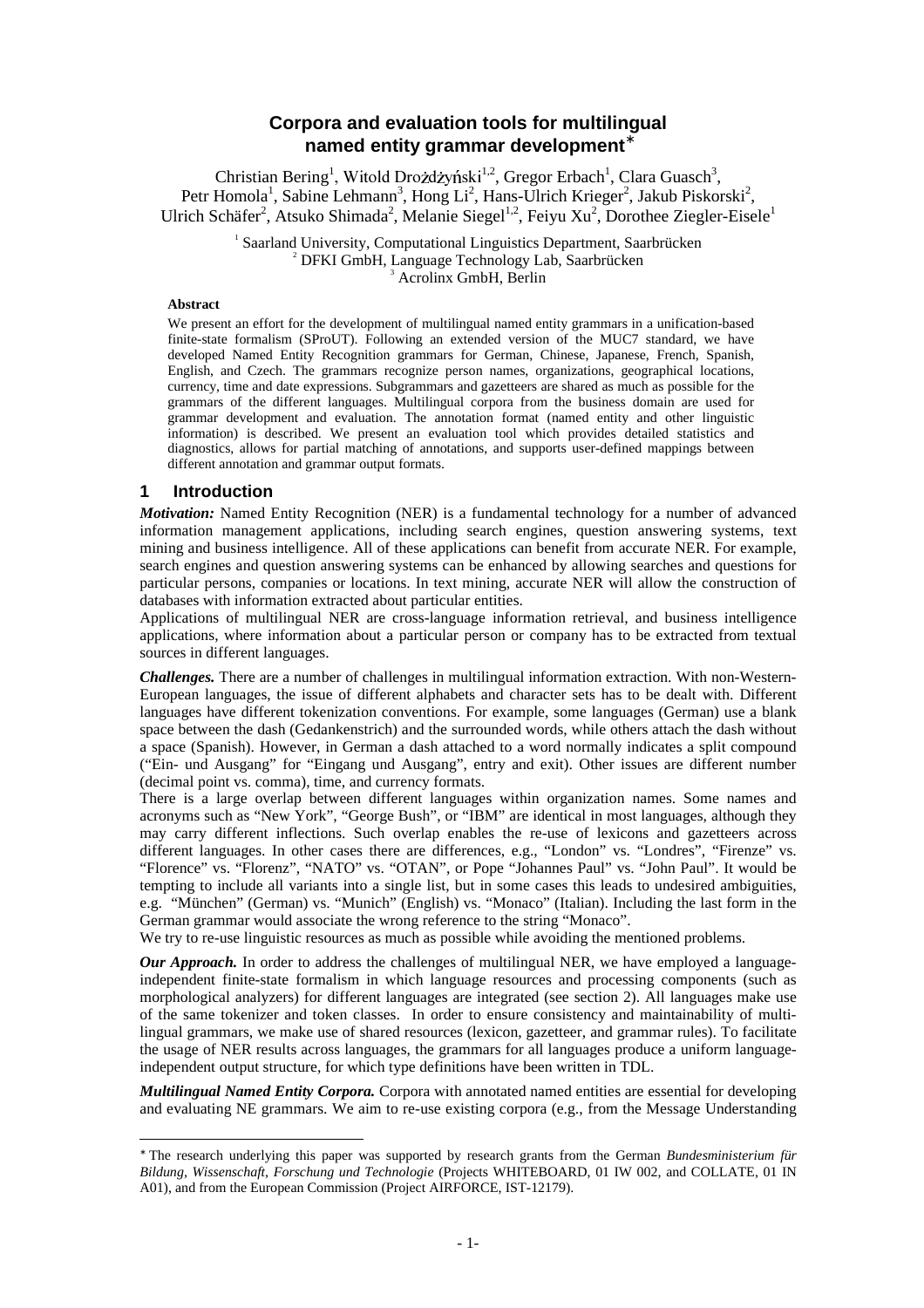# Corpora and evaluation tools for multilingual named entity grammar development*

Christian Bering[1], Witold Drożdżyński[1,2], Gregor Erbach[1], Clara Guasch[3], Petr Homola[1], Sabine Lehmann[3], Hong Li[2], Hans-Ulrich Krieger[2], Jakub Piskorski[2], Ulrich Schäfer[2], Atsuko Shimada[2], Melanie Siegel[1,2], Feiyu Xu[2], Dorothee Ziegler-Eisele[1]

[1] Saarland University, Computational Linguistics Department, Saarbrücken
[2] DFKI GmbH, Language Technology Lab, Saarbrücken
[3] Acrolinx GmbH, Berlin

**Abstract**

We present an effort for the development of multilingual named entity grammars in a unification-based finite-state formalism (SProUT). Following an extended version of the MUC7 standard, we have developed Named Entity Recognition grammars for German, Chinese, Japanese, French, Spanish, English, and Czech. The grammars recognize person names, organizations, geographical locations, currency, time and date expressions. Subgrammars and gazetteers are shared as much as possible for the grammars of the different languages. Multilingual corpora from the business domain are used for grammar development and evaluation. The annotation format (named entity and other linguistic information) is described. We present an evaluation tool which provides detailed statistics and diagnostics, allows for partial matching of annotations, and supports user-defined mappings between different annotation and grammar output formats.

## 1 Introduction

***Motivation:*** Named Entity Recognition (NER) is a fundamental technology for a number of advanced information management applications, including search engines, question answering systems, text mining and business intelligence. All of these applications can benefit from accurate NER. For example, search engines and question answering systems can be enhanced by allowing searches and questions for particular persons, companies or locations. In text mining, accurate NER will allow the construction of databases with information extracted about particular entities.

Applications of multilingual NER are cross-language information retrieval, and business intelligence applications, where information about a particular person or company has to be extracted from textual sources in different languages.

***Challenges.*** There are a number of challenges in multilingual information extraction. With non-Western-European languages, the issue of different alphabets and character sets has to be dealt with. Different languages have different tokenization conventions. For example, some languages (German) use a blank space between the dash (Gedankenstrich) and the surrounded words, while others attach the dash without a space (Spanish). However, in German a dash attached to a word normally indicates a split compound ("Ein- und Ausgang" for "Eingang und Ausgang", entry and exit). Other issues are different number (decimal point vs. comma), time, and currency formats.

There is a large overlap between different languages within organization names. Some names and acronyms such as "New York", "George Bush", or "IBM" are identical in most languages, although they may carry different inflections. Such overlap enables the re-use of lexicons and gazetteers across different languages. In other cases there are differences, e.g., "London" vs. "Londres", "Firenze" vs. "Florence" vs. "Florenz", "NATO" vs. "OTAN", or Pope "Johannes Paul" vs. "John Paul". It would be tempting to include all variants into a single list, but in some cases this leads to undesired ambiguities, e.g. "München" (German) vs. "Munich" (English) vs. "Monaco" (Italian). Including the last form in the German grammar would associate the wrong reference to the string "Monaco".

We try to re-use linguistic resources as much as possible while avoiding the mentioned problems.

***Our Approach.*** In order to address the challenges of multilingual NER, we have employed a language-independent finite-state formalism in which language resources and processing components (such as morphological analyzers) for different languages are integrated (see section 2). All languages make use of the same tokenizer and token classes. In order to ensure consistency and maintainability of multi-lingual grammars, we make use of shared resources (lexicon, gazetteer, and grammar rules). To facilitate the usage of NER results across languages, the grammars for all languages produce a uniform language-independent output structure, for which type definitions have been written in TDL.

***Multilingual Named Entity Corpora.*** Corpora with annotated named entities are essential for developing and evaluating NE grammars. We aim to re-use existing corpora (e.g., from the Message Understanding

---

* The research underlying this paper was supported by research grants from the German *Bundesministerium für Bildung, Wissenschaft, Forschung und Technologie* (Projects WHITEBOARD, 01 IW 002, and COLLATE, 01 IN A01), and from the European Commission (Project AIRFORCE, IST-12179).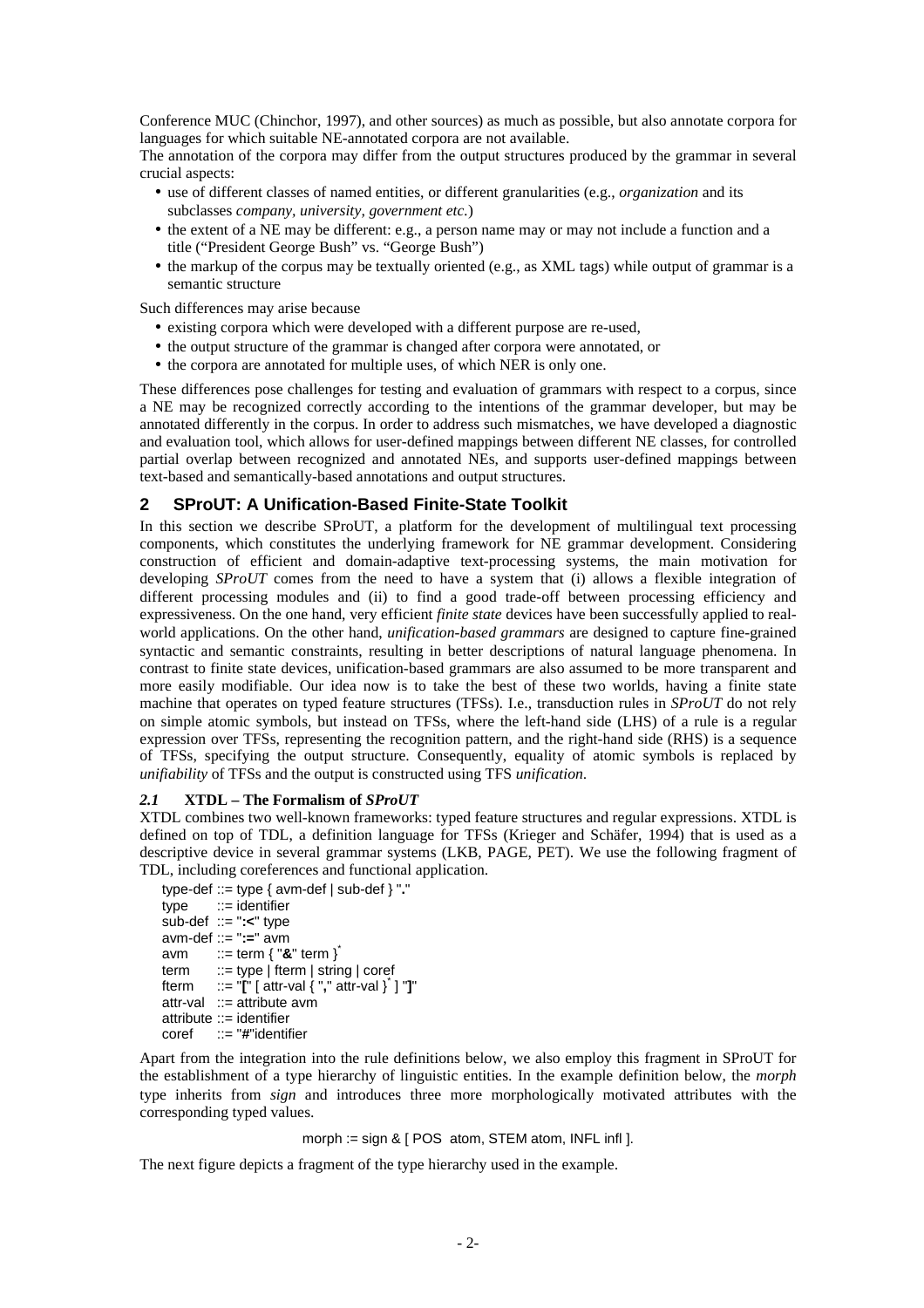Conference MUC (Chinchor, 1997), and other sources) as much as possible, but also annotate corpora for languages for which suitable NE-annotated corpora are not available.

The annotation of the corpora may differ from the output structures produced by the grammar in several crucial aspects:

- use of different classes of named entities, or different granularities (e.g., *organization* and its subclasses *company, university, government etc.*)
- the extent of a NE may be different: e.g., a person name may or may not include a function and a title ("President George Bush" vs. "George Bush")
- the markup of the corpus may be textually oriented (e.g., as XML tags) while output of grammar is a semantic structure

Such differences may arise because

- existing corpora which were developed with a different purpose are re-used,
- the output structure of the grammar is changed after corpora were annotated, or
- the corpora are annotated for multiple uses, of which NER is only one.

These differences pose challenges for testing and evaluation of grammars with respect to a corpus, since a NE may be recognized correctly according to the intentions of the grammar developer, but may be annotated differently in the corpus. In order to address such mismatches, we have developed a diagnostic and evaluation tool, which allows for user-defined mappings between different NE classes, for controlled partial overlap between recognized and annotated NEs, and supports user-defined mappings between text-based and semantically-based annotations and output structures.

## 2 SProUT: A Unification-Based Finite-State Toolkit

In this section we describe SProUT, a platform for the development of multilingual text processing components, which constitutes the underlying framework for NE grammar development. Considering construction of efficient and domain-adaptive text-processing systems, the main motivation for developing *SProUT* comes from the need to have a system that (i) allows a flexible integration of different processing modules and (ii) to find a good trade-off between processing efficiency and expressiveness. On the one hand, very efficient *finite state* devices have been successfully applied to real-world applications. On the other hand, *unification-based grammars* are designed to capture fine-grained syntactic and semantic constraints, resulting in better descriptions of natural language phenomena. In contrast to finite state devices, unification-based grammars are also assumed to be more transparent and more easily modifiable. Our idea now is to take the best of these two worlds, having a finite state machine that operates on typed feature structures (TFSs). I.e., transduction rules in *SProUT* do not rely on simple atomic symbols, but instead on TFSs, where the left-hand side (LHS) of a rule is a regular expression over TFSs, representing the recognition pattern, and the right-hand side (RHS) is a sequence of TFSs, specifying the output structure. Consequently, equality of atomic symbols is replaced by *unifiability* of TFSs and the output is constructed using TFS *unification*.

### *2.1* XTDL – The Formalism of *SProUT*

XTDL combines two well-known frameworks: typed feature structures and regular expressions. XTDL is defined on top of TDL, a definition language for TFSs (Krieger and Schäfer, 1994) that is used as a descriptive device in several grammar systems (LKB, PAGE, PET). We use the following fragment of TDL, including coreferences and functional application.

```
type-def ::= type { avm-def | sub-def } "."
type      ::= identifier
sub-def  ::= ":<" type
avm-def ::= ":=" avm
avm       ::= term { "&" term }*
term      ::= type | fterm | string | coref
fterm     ::= "[" [ attr-val { "," attr-val }* ] "]"
attr-val  ::= attribute avm
attribute ::= identifier
coref     ::= "#"identifier
```

Apart from the integration into the rule definitions below, we also employ this fragment in SProUT for the establishment of a type hierarchy of linguistic entities. In the example definition below, the *morph* type inherits from *sign* and introduces three more morphologically motivated attributes with the corresponding typed values.

```
morph := sign & [ POS  atom, STEM atom, INFL infl ].
```

The next figure depicts a fragment of the type hierarchy used in the example.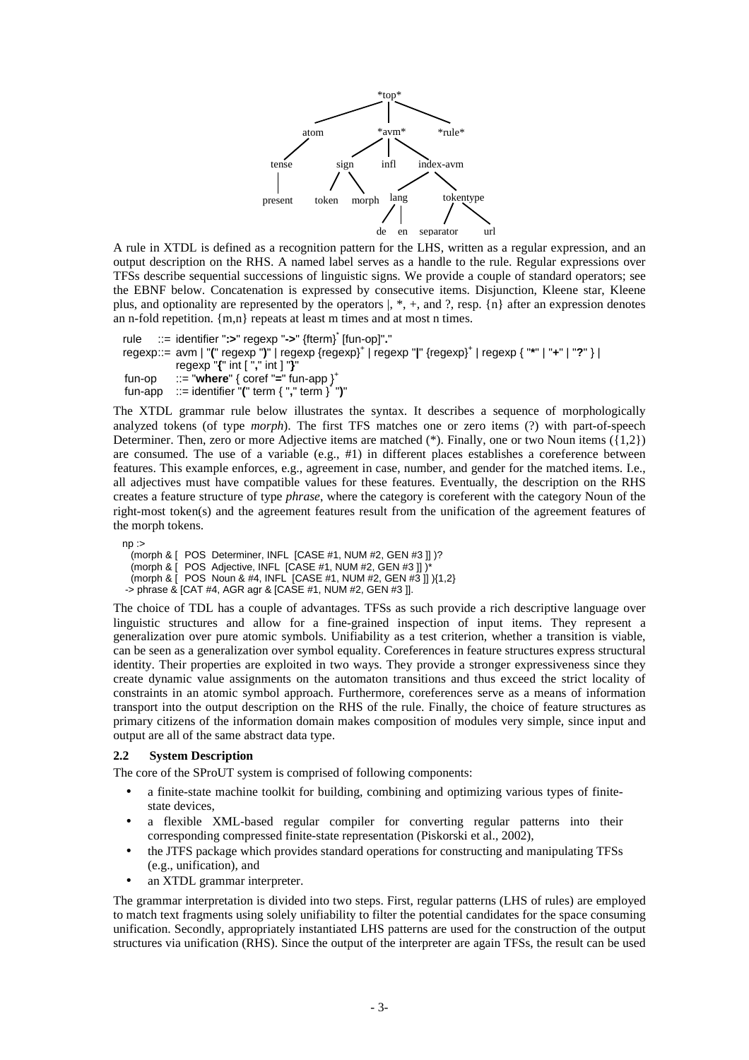```
*top*
├── atom
│   └── tense
│       └── present
├── *avm*
│   ├── sign
│   │   ├── token
│   │   └── morph
│   ├── infl
│   └── index-avm
│       ├── lang
│       │   ├── de
│       │   └── en
│       └── tokentype
│           ├── separator
│           └── url
└── *rule*
```

A rule in XTDL is defined as a recognition pattern for the LHS, written as a regular expression, and an output description on the RHS. A named label serves as a handle to the rule. Regular expressions over TFSs describe sequential successions of linguistic signs. We provide a couple of standard operators; see the EBNF below. Concatenation is expressed by consecutive items. Disjunction, Kleene star, Kleene plus, and optionality are represented by the operators |, *, +, and ?, resp. {n} after an expression denotes an n-fold repetition. {m,n} repeats at least m times and at most n times.

```
rule    ::= identifier ":>" regexp "->" {fterm}* [fun-op]"."
regexp::= avm | "(" regexp ")" | regexp {regexp}+ | regexp "|" {regexp}+ | regexp { "*" | "+" | "?" } |
          regexp "{" int [ "," int ] "}"
fun-op  ::= "where" { coref "=" fun-app }+
fun-app ::= identifier "(" term { "," term } ")"
```

The XTDL grammar rule below illustrates the syntax. It describes a sequence of morphologically analyzed tokens (of type *morph*). The first TFS matches one or zero items (?) with part-of-speech Determiner. Then, zero or more Adjective items are matched (*). Finally, one or two Noun items ({1,2}) are consumed. The use of a variable (e.g., #1) in different places establishes a coreference between features. This example enforces, e.g., agreement in case, number, and gender for the matched items. I.e., all adjectives must have compatible values for these features. Eventually, the description on the RHS creates a feature structure of type *phrase*, where the category is coreferent with the category Noun of the right-most token(s) and the agreement features result from the unification of the agreement features of the morph tokens.

```
np :>
  (morph & [  POS  Determiner, INFL  [CASE #1, NUM #2, GEN #3 ]] )?
  (morph & [  POS  Adjective, INFL  [CASE #1, NUM #2, GEN #3 ]] )*
  (morph & [  POS  Noun & #4, INFL  [CASE #1, NUM #2, GEN #3 ]] ){1,2}
 -> phrase & [CAT #4, AGR agr & [CASE #1, NUM #2, GEN #3 ]].
```

The choice of TDL has a couple of advantages. TFSs as such provide a rich descriptive language over linguistic structures and allow for a fine-grained inspection of input items. They represent a generalization over pure atomic symbols. Unifiability as a test criterion, whether a transition is viable, can be seen as a generalization over symbol equality. Coreferences in feature structures express structural identity. Their properties are exploited in two ways. They provide a stronger expressiveness since they create dynamic value assignments on the automaton transitions and thus exceed the strict locality of constraints in an atomic symbol approach. Furthermore, coreferences serve as a means of information transport into the output description on the RHS of the rule. Finally, the choice of feature structures as primary citizens of the information domain makes composition of modules very simple, since input and output are all of the same abstract data type.

### 2.2 System Description

The core of the SProUT system is comprised of following components:

- a finite-state machine toolkit for building, combining and optimizing various types of finite-state devices,
- a flexible XML-based regular compiler for converting regular patterns into their corresponding compressed finite-state representation (Piskorski et al., 2002),
- the JTFS package which provides standard operations for constructing and manipulating TFSs (e.g., unification), and
- an XTDL grammar interpreter.

The grammar interpretation is divided into two steps. First, regular patterns (LHS of rules) are employed to match text fragments using solely unifiability to filter the potential candidates for the space consuming unification. Secondly, appropriately instantiated LHS patterns are used for the construction of the output structures via unification (RHS). Since the output of the interpreter are again TFSs, the result can be used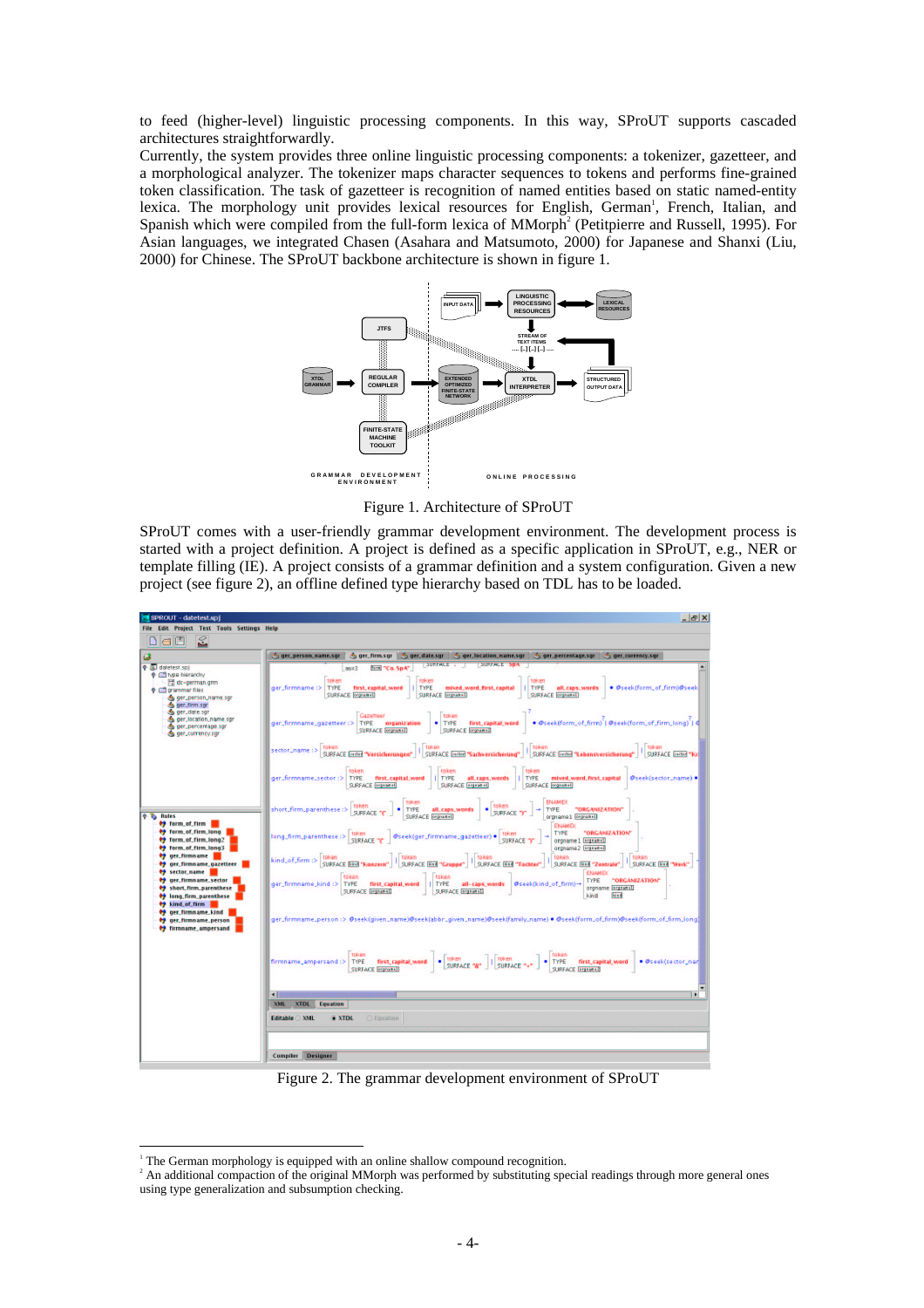to feed (higher-level) linguistic processing components. In this way, SProUT supports cascaded architectures straightforwardly.

Currently, the system provides three online linguistic processing components: a tokenizer, gazetteer, and a morphological analyzer. The tokenizer maps character sequences to tokens and performs fine-grained token classification. The task of gazetteer is recognition of named entities based on static named-entity lexica. The morphology unit provides lexical resources for English, German[1], French, Italian, and Spanish which were compiled from the full-form lexica of MMorph[2] (Petitpierre and Russell, 1995). For Asian languages, we integrated Chasen (Asahara and Matsumoto, 2000) for Japanese and Shanxi (Liu, 2000) for Chinese. The SProUT backbone architecture is shown in figure 1.

Figure 1. Architecture of SProUT

SProUT comes with a user-friendly grammar development environment. The development process is started with a project definition. A project is defined as a specific application in SProUT, e.g., NER or template filling (IE). A project consists of a grammar definition and a system configuration. Given a new project (see figure 2), an offline defined type hierarchy based on TDL has to be loaded.

Figure 2. The grammar development environment of SProUT

[1] The German morphology is equipped with an online shallow compound recognition.

[2] An additional compaction of the original MMorph was performed by substituting special readings through more general ones using type generalization and subsumption checking.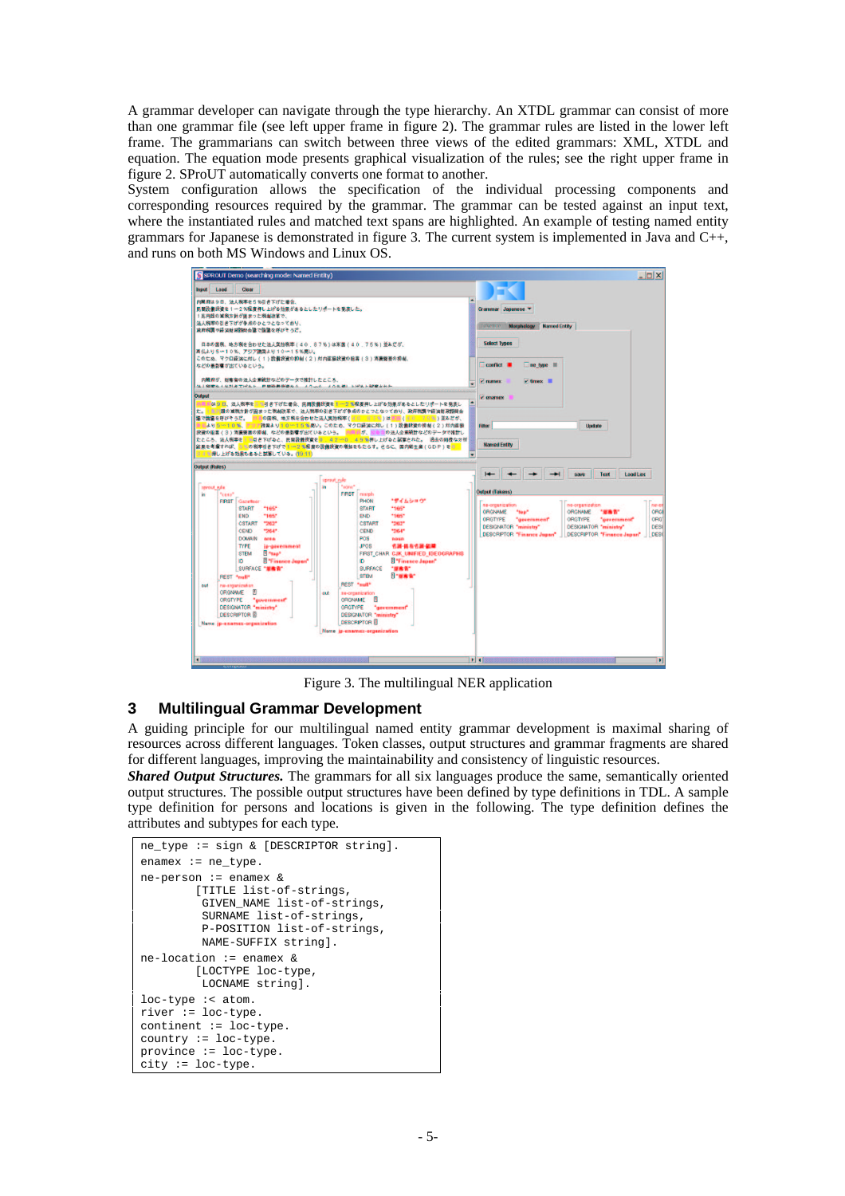A grammar developer can navigate through the type hierarchy. An XTDL grammar can consist of more than one grammar file (see left upper frame in figure 2). The grammar rules are listed in the lower left frame. The grammarians can switch between three views of the edited grammars: XML, XTDL and equation. The equation mode presents graphical visualization of the rules; see the right upper frame in figure 2. SProUT automatically converts one format to another.
System configuration allows the specification of the individual processing components and corresponding resources required by the grammar. The grammar can be tested against an input text, where the instantiated rules and matched text spans are highlighted. An example of testing named entity grammars for Japanese is demonstrated in figure 3. The current system is implemented in Java and C++, and runs on both MS Windows and Linux OS.

Figure 3. The multilingual NER application

## 3 Multilingual Grammar Development

A guiding principle for our multilingual named entity grammar development is maximal sharing of resources across different languages. Token classes, output structures and grammar fragments are shared for different languages, improving the maintainability and consistency of linguistic resources.
***Shared Output Structures.*** The grammars for all six languages produce the same, semantically oriented output structures. The possible output structures have been defined by type definitions in TDL. A sample type definition for persons and locations is given in the following. The type definition defines the attributes and subtypes for each type.

```
ne_type := sign & [DESCRIPTOR string].
enamex := ne_type.
ne-person := enamex &
        [TITLE list-of-strings,
         GIVEN_NAME list-of-strings,
         SURNAME list-of-strings,
         P-POSITION list-of-strings,
         NAME-SUFFIX string].
ne-location := enamex &
        [LOCTYPE loc-type,
         LOCNAME string].
loc-type :< atom.
river := loc-type.
continent := loc-type.
country := loc-type.
province := loc-type.
city := loc-type.
```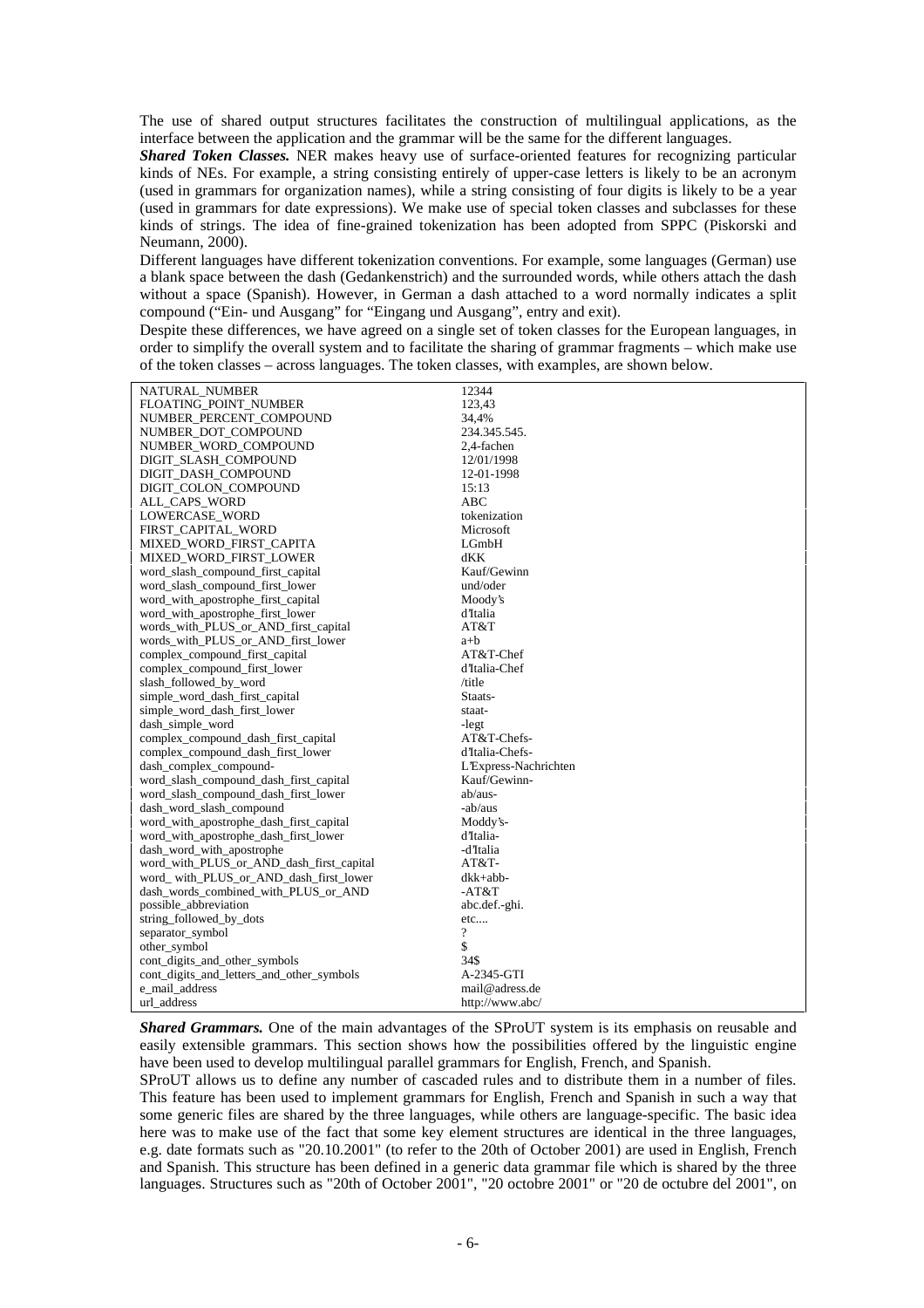The use of shared output structures facilitates the construction of multilingual applications, as the interface between the application and the grammar will be the same for the different languages.

***Shared Token Classes.*** NER makes heavy use of surface-oriented features for recognizing particular kinds of NEs. For example, a string consisting entirely of upper-case letters is likely to be an acronym (used in grammars for organization names), while a string consisting of four digits is likely to be a year (used in grammars for date expressions). We make use of special token classes and subclasses for these kinds of strings. The idea of fine-grained tokenization has been adopted from SPPC (Piskorski and Neumann, 2000).

Different languages have different tokenization conventions. For example, some languages (German) use a blank space between the dash (Gedankenstrich) and the surrounded words, while others attach the dash without a space (Spanish). However, in German a dash attached to a word normally indicates a split compound ("Ein- und Ausgang" for "Eingang und Ausgang", entry and exit).

Despite these differences, we have agreed on a single set of token classes for the European languages, in order to simplify the overall system and to facilitate the sharing of grammar fragments – which make use of the token classes – across languages. The token classes, with examples, are shown below.

| Token class | Example |
|---|---|
| NATURAL_NUMBER | 12344 |
| FLOATING_POINT_NUMBER | 123,43 |
| NUMBER_PERCENT_COMPOUND | 34,4% |
| NUMBER_DOT_COMPOUND | 234.345.545. |
| NUMBER_WORD_COMPOUND | 2,4-fachen |
| DIGIT_SLASH_COMPOUND | 12/01/1998 |
| DIGIT_DASH_COMPOUND | 12-01-1998 |
| DIGIT_COLON_COMPOUND | 15:13 |
| ALL_CAPS_WORD | ABC |
| LOWERCASE_WORD | tokenization |
| FIRST_CAPITAL_WORD | Microsoft |
| MIXED_WORD_FIRST_CAPITA | LGmbH |
| MIXED_WORD_FIRST_LOWER | dKK |
| word_slash_compound_first_capital | Kauf/Gewinn |
| word_slash_compound_first_lower | und/oder |
| word_with_apostrophe_first_capital | Moody's |
| word_with_apostrophe_first_lower | d'Italia |
| words_with_PLUS_or_AND_first_capital | AT&T |
| words_with_PLUS_or_AND_first_lower | a+b |
| complex_compound_first_capital | AT&T-Chef |
| complex_compound_first_lower | d'Italia-Chef |
| slash_followed_by_word | /title |
| simple_word_dash_first_capital | Staats- |
| simple_word_dash_first_lower | staat- |
| dash_simple_word | -legt |
| complex_compound_dash_first_capital | AT&T-Chefs- |
| complex_compound_dash_first_lower | d'Italia-Chefs- |
| dash_complex_compound- | L'Express-Nachrichten |
| word_slash_compound_dash_first_capital | Kauf/Gewinn- |
| word_slash_compound_dash_first_lower | ab/aus- |
| dash_word_slash_compound | -ab/aus |
| word_with_apostrophe_dash_first_capital | Moddy's- |
| word_with_apostrophe_dash_first_lower | d'Italia- |
| dash_word_with_apostrophe | -d'Italia |
| word_with_PLUS_or_AND_dash_first_capital | AT&T- |
| word_ with_PLUS_or_AND_dash_first_lower | dkk+abb- |
| dash_words_combined_with_PLUS_or_AND | -AT&T |
| possible_abbreviation | abc.def.-ghi. |
| string_followed_by_dots | etc.... |
| separator_symbol | ? |
| other_symbol | $ |
| cont_digits_and_other_symbols | 34$ |
| cont_digits_and_letters_and_other_symbols | A-2345-GTI |
| e_mail_address | mail@adress.de |
| url_address | http://www.abc/ |

***Shared Grammars.*** One of the main advantages of the SProUT system is its emphasis on reusable and easily extensible grammars. This section shows how the possibilities offered by the linguistic engine have been used to develop multilingual parallel grammars for English, French, and Spanish.

SProUT allows us to define any number of cascaded rules and to distribute them in a number of files. This feature has been used to implement grammars for English, French and Spanish in such a way that some generic files are shared by the three languages, while others are language-specific. The basic idea here was to make use of the fact that some key element structures are identical in the three languages, e.g. date formats such as "20.10.2001" (to refer to the 20th of October 2001) are used in English, French and Spanish. This structure has been defined in a generic data grammar file which is shared by the three languages. Structures such as "20th of October 2001", "20 octobre 2001" or "20 de octubre del 2001", on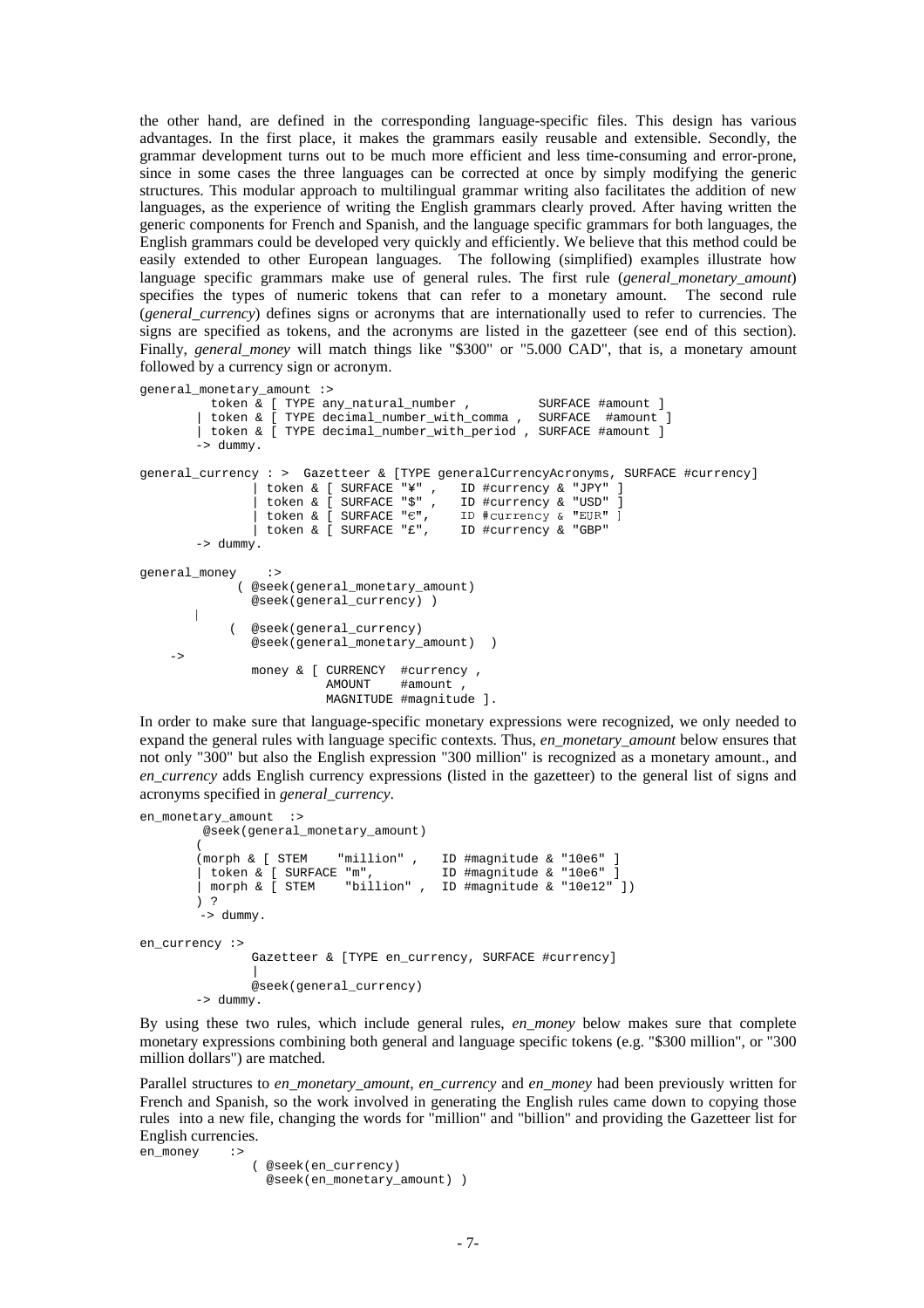the other hand, are defined in the corresponding language-specific files. This design has various advantages. In the first place, it makes the grammars easily reusable and extensible. Secondly, the grammar development turns out to be much more efficient and less time-consuming and error-prone, since in some cases the three languages can be corrected at once by simply modifying the generic structures. This modular approach to multilingual grammar writing also facilitates the addition of new languages, as the experience of writing the English grammars clearly proved. After having written the generic components for French and Spanish, and the language specific grammars for both languages, the English grammars could be developed very quickly and efficiently. We believe that this method could be easily extended to other European languages. The following (simplified) examples illustrate how language specific grammars make use of general rules. The first rule (*general_monetary_amount*) specifies the types of numeric tokens that can refer to a monetary amount. The second rule (*general_currency*) defines signs or acronyms that are internationally used to refer to currencies. The signs are specified as tokens, and the acronyms are listed in the gazetteer (see end of this section). Finally, *general_money* will match things like "$300" or "5.000 CAD", that is, a monetary amount followed by a currency sign or acronym.

```
general_monetary_amount :>
          token & [ TYPE any_natural_number ,         SURFACE #amount ]
        | token & [ TYPE decimal_number_with_comma ,  SURFACE  #amount ]
        | token & [ TYPE decimal_number_with_period , SURFACE #amount ]
        -> dummy.

general_currency : >  Gazetteer & [TYPE generalCurrencyAcronyms, SURFACE #currency]
                | token & [ SURFACE "¥" ,   ID #currency & "JPY" ]
                | token & [ SURFACE "$" ,   ID #currency & "USD" ]
                | token & [ SURFACE "€",    ID #currency & "EUR" ]
                | token & [ SURFACE "£",    ID #currency & "GBP"
        -> dummy.

general_money    :>
             ( @seek(general_monetary_amount)
               @seek(general_currency) )
        |
            (  @seek(general_currency)
               @seek(general_monetary_amount)  )
    ->
               money & [ CURRENCY  #currency ,
                         AMOUNT    #amount ,
                         MAGNITUDE #magnitude ].
```

In order to make sure that language-specific monetary expressions were recognized, we only needed to expand the general rules with language specific contexts. Thus, *en_monetary_amount* below ensures that not only "300" but also the English expression "300 million" is recognized as a monetary amount., and *en_currency* adds English currency expressions (listed in the gazetteer) to the general list of signs and acronyms specified in *general_currency*.

```
en_monetary_amount  :>
         @seek(general_monetary_amount)
        (
        (morph & [ STEM    "million" ,   ID #magnitude & "10e6" ]
        | token & [ SURFACE "m",          ID #magnitude & "10e6" ]
        | morph & [ STEM    "billion" ,  ID #magnitude & "10e12" ])
        ) ?
        -> dummy.

en_currency :>
               Gazetteer & [TYPE en_currency, SURFACE #currency]
               |
               @seek(general_currency)
        -> dummy.
```

By using these two rules, which include general rules, *en_money* below makes sure that complete monetary expressions combining both general and language specific tokens (e.g. "$300 million", or "300 million dollars") are matched.

Parallel structures to *en_monetary_amount*, *en_currency* and *en_money* had been previously written for French and Spanish, so the work involved in generating the English rules came down to copying those rules into a new file, changing the words for "million" and "billion" and providing the Gazetteer list for English currencies.

```
en_money    :>
               ( @seek(en_currency)
                 @seek(en_monetary_amount) )
```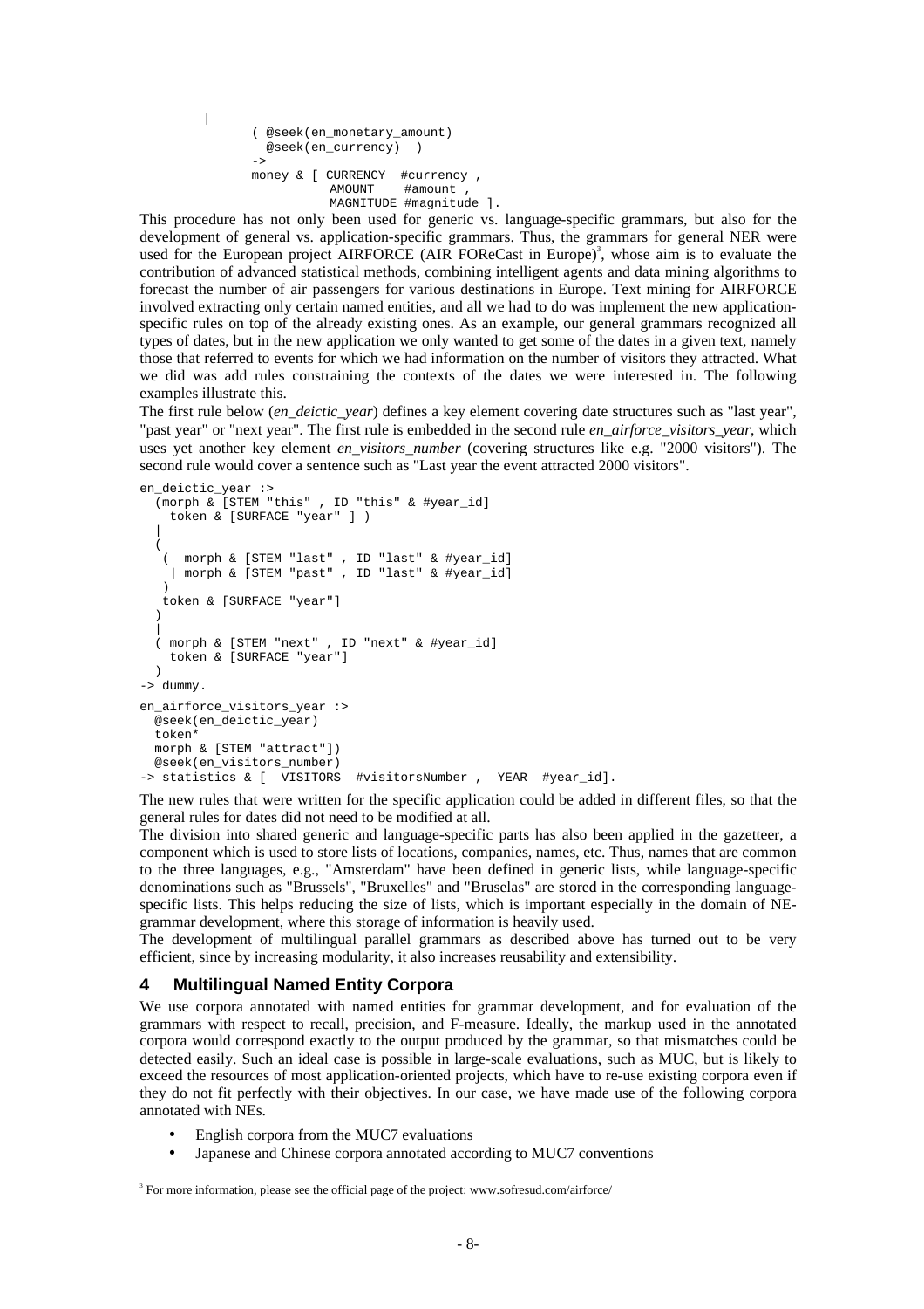```
        |
            ( @seek(en_monetary_amount)
              @seek(en_currency)  )
            ->
            money & [ CURRENCY  #currency ,
                      AMOUNT    #amount ,
                      MAGNITUDE #magnitude ].
```

This procedure has not only been used for generic vs. language-specific grammars, but also for the development of general vs. application-specific grammars. Thus, the grammars for general NER were used for the European project AIRFORCE (AIR FOReCast in Europe)[3], whose aim is to evaluate the contribution of advanced statistical methods, combining intelligent agents and data mining algorithms to forecast the number of air passengers for various destinations in Europe. Text mining for AIRFORCE involved extracting only certain named entities, and all we had to do was implement the new application-specific rules on top of the already existing ones. As an example, our general grammars recognized all types of dates, but in the new application we only wanted to get some of the dates in a given text, namely those that referred to events for which we had information on the number of visitors they attracted. What we did was add rules constraining the contexts of the dates we were interested in. The following examples illustrate this.

The first rule below (*en_deictic_year*) defines a key element covering date structures such as "last year", "past year" or "next year". The first rule is embedded in the second rule *en_airforce_visitors_year*, which uses yet another key element *en_visitors_number* (covering structures like e.g. "2000 visitors"). The second rule would cover a sentence such as "Last year the event attracted 2000 visitors".

```
en_deictic_year :>
  (morph & [STEM "this" , ID "this" & #year_id]
    token & [SURFACE "year" ] )
  |
  (
   (  morph & [STEM "last" , ID "last" & #year_id]
    | morph & [STEM "past" , ID "last" & #year_id]
   )
   token & [SURFACE "year"]
  )
  |
  ( morph & [STEM "next" , ID "next" & #year_id]
    token & [SURFACE "year"]
  )
-> dummy.
en_airforce_visitors_year :>
  @seek(en_deictic_year)
  token*
  morph & [STEM "attract"])
  @seek(en_visitors_number)
-> statistics & [  VISITORS  #visitorsNumber ,  YEAR  #year_id].
```

The new rules that were written for the specific application could be added in different files, so that the general rules for dates did not need to be modified at all.

The division into shared generic and language-specific parts has also been applied in the gazetteer, a component which is used to store lists of locations, companies, names, etc. Thus, names that are common to the three languages, e.g., "Amsterdam" have been defined in generic lists, while language-specific denominations such as "Brussels", "Bruxelles" and "Bruselas" are stored in the corresponding language-specific lists. This helps reducing the size of lists, which is important especially in the domain of NE-grammar development, where this storage of information is heavily used.

The development of multilingual parallel grammars as described above has turned out to be very efficient, since by increasing modularity, it also increases reusability and extensibility.

## 4 Multilingual Named Entity Corpora

We use corpora annotated with named entities for grammar development, and for evaluation of the grammars with respect to recall, precision, and F-measure. Ideally, the markup used in the annotated corpora would correspond exactly to the output produced by the grammar, so that mismatches could be detected easily. Such an ideal case is possible in large-scale evaluations, such as MUC, but is likely to exceed the resources of most application-oriented projects, which have to re-use existing corpora even if they do not fit perfectly with their objectives. In our case, we have made use of the following corpora annotated with NEs.

- English corpora from the MUC7 evaluations
- Japanese and Chinese corpora annotated according to MUC7 conventions

[3] For more information, please see the official page of the project: www.sofresud.com/airforce/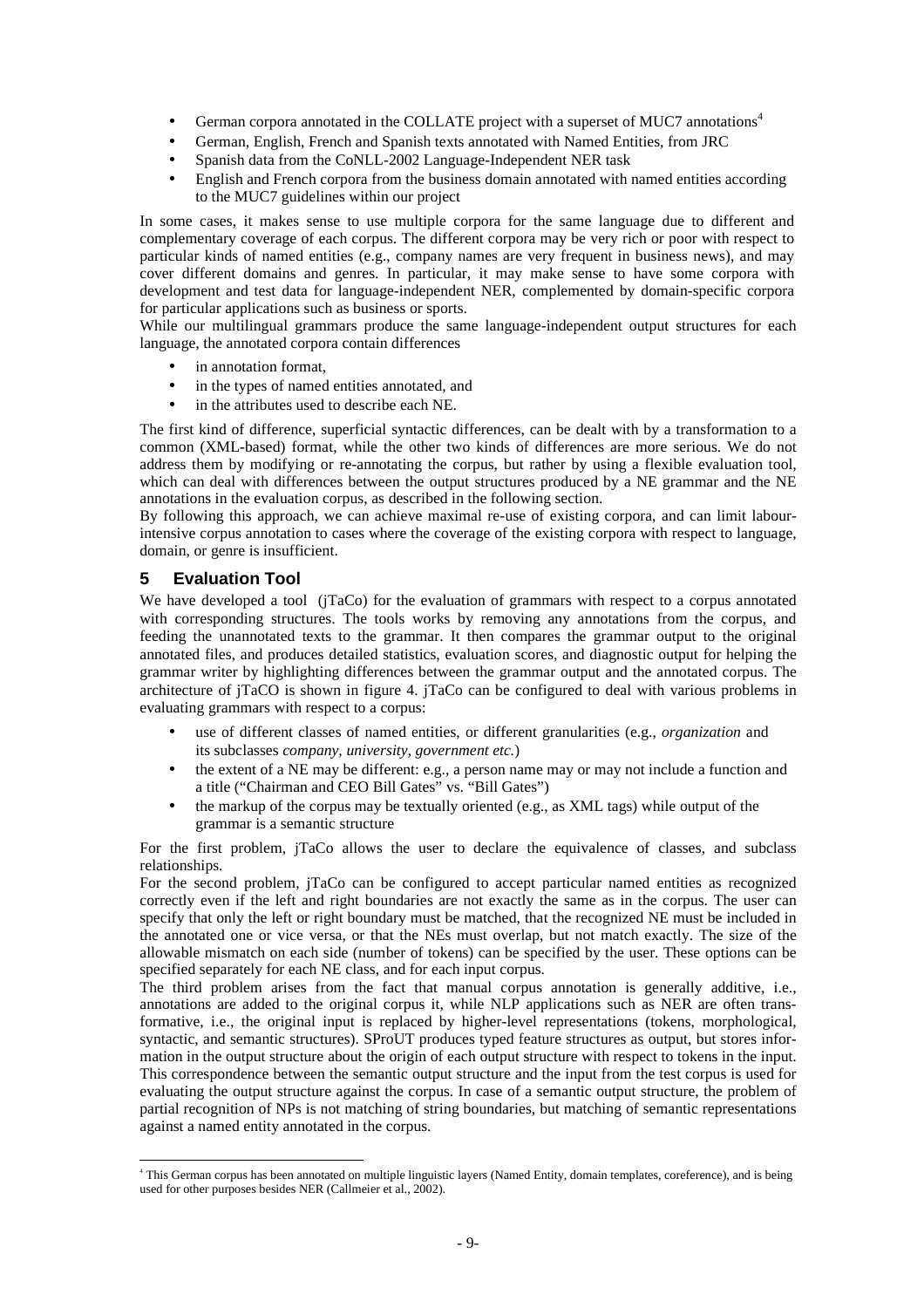- German corpora annotated in the COLLATE project with a superset of MUC7 annotations[4]
- German, English, French and Spanish texts annotated with Named Entities, from JRC
- Spanish data from the CoNLL-2002 Language-Independent NER task
- English and French corpora from the business domain annotated with named entities according to the MUC7 guidelines within our project

In some cases, it makes sense to use multiple corpora for the same language due to different and complementary coverage of each corpus. The different corpora may be very rich or poor with respect to particular kinds of named entities (e.g., company names are very frequent in business news), and may cover different domains and genres. In particular, it may make sense to have some corpora with development and test data for language-independent NER, complemented by domain-specific corpora for particular applications such as business or sports.

While our multilingual grammars produce the same language-independent output structures for each language, the annotated corpora contain differences

- in annotation format,
- in the types of named entities annotated, and
- in the attributes used to describe each NE.

The first kind of difference, superficial syntactic differences, can be dealt with by a transformation to a common (XML-based) format, while the other two kinds of differences are more serious. We do not address them by modifying or re-annotating the corpus, but rather by using a flexible evaluation tool, which can deal with differences between the output structures produced by a NE grammar and the NE annotations in the evaluation corpus, as described in the following section.

By following this approach, we can achieve maximal re-use of existing corpora, and can limit labour-intensive corpus annotation to cases where the coverage of the existing corpora with respect to language, domain, or genre is insufficient.

## 5 Evaluation Tool

We have developed a tool (jTaCo) for the evaluation of grammars with respect to a corpus annotated with corresponding structures. The tools works by removing any annotations from the corpus, and feeding the unannotated texts to the grammar. It then compares the grammar output to the original annotated files, and produces detailed statistics, evaluation scores, and diagnostic output for helping the grammar writer by highlighting differences between the grammar output and the annotated corpus. The architecture of jTaCO is shown in figure 4. jTaCo can be configured to deal with various problems in evaluating grammars with respect to a corpus:

- use of different classes of named entities, or different granularities (e.g., *organization* and its subclasses *company*, *university*, *government etc.*)
- the extent of a NE may be different: e.g., a person name may or may not include a function and a title ("Chairman and CEO Bill Gates" vs. "Bill Gates")
- the markup of the corpus may be textually oriented (e.g., as XML tags) while output of the grammar is a semantic structure

For the first problem, jTaCo allows the user to declare the equivalence of classes, and subclass relationships.

For the second problem, jTaCo can be configured to accept particular named entities as recognized correctly even if the left and right boundaries are not exactly the same as in the corpus. The user can specify that only the left or right boundary must be matched, that the recognized NE must be included in the annotated one or vice versa, or that the NEs must overlap, but not match exactly. The size of the allowable mismatch on each side (number of tokens) can be specified by the user. These options can be specified separately for each NE class, and for each input corpus.

The third problem arises from the fact that manual corpus annotation is generally additive, i.e., annotations are added to the original corpus it, while NLP applications such as NER are often transformative, i.e., the original input is replaced by higher-level representations (tokens, morphological, syntactic, and semantic structures). SProUT produces typed feature structures as output, but stores information in the output structure about the origin of each output structure with respect to tokens in the input. This correspondence between the semantic output structure and the input from the test corpus is used for evaluating the output structure against the corpus. In case of a semantic output structure, the problem of partial recognition of NPs is not matching of string boundaries, but matching of semantic representations against a named entity annotated in the corpus.

[4] This German corpus has been annotated on multiple linguistic layers (Named Entity, domain templates, coreference), and is being used for other purposes besides NER (Callmeier et al., 2002).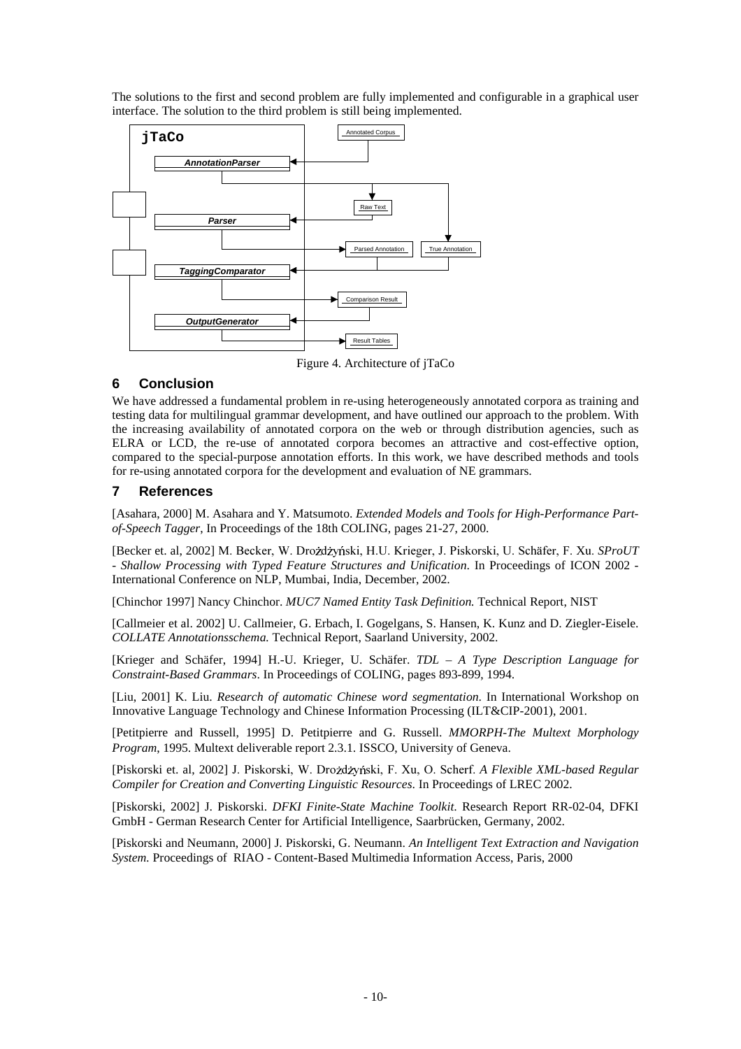The solutions to the first and second problem are fully implemented and configurable in a graphical user interface. The solution to the third problem is still being implemented.

jTaCo

AnnotationParser

Parser

TaggingComparator

OutputGenerator

Annotated Corpus

Raw Text

Parsed Annotation

True Annotation

Comparison Result

Result Tables

Figure 4. Architecture of jTaCo

## 6 Conclusion

We have addressed a fundamental problem in re-using heterogeneously annotated corpora as training and testing data for multilingual grammar development, and have outlined our approach to the problem. With the increasing availability of annotated corpora on the web or through distribution agencies, such as ELRA or LCD, the re-use of annotated corpora becomes an attractive and cost-effective option, compared to the special-purpose annotation efforts. In this work, we have described methods and tools for re-using annotated corpora for the development and evaluation of NE grammars.

## 7 References

[Asahara, 2000] M. Asahara and Y. Matsumoto. *Extended Models and Tools for High-Performance Part-of-Speech Tagger*, In Proceedings of the 18th COLING, pages 21-27, 2000.

[Becker et. al, 2002] M. Becker, W. Drożdżyński, H.U. Krieger, J. Piskorski, U. Schäfer, F. Xu. *SProUT - Shallow Processing with Typed Feature Structures and Unification*. In Proceedings of ICON 2002 - International Conference on NLP, Mumbai, India, December, 2002.

[Chinchor 1997] Nancy Chinchor. *MUC7 Named Entity Task Definition.* Technical Report, NIST

[Callmeier et al. 2002] U. Callmeier, G. Erbach, I. Gogelgans, S. Hansen, K. Kunz and D. Ziegler-Eisele. *COLLATE Annotationsschema.* Technical Report, Saarland University, 2002.

[Krieger and Schäfer, 1994] H.-U. Krieger, U. Schäfer. *TDL – A Type Description Language for Constraint-Based Grammars*. In Proceedings of COLING, pages 893-899, 1994.

[Liu, 2001] K. Liu. *Research of automatic Chinese word segmentation*. In International Workshop on Innovative Language Technology and Chinese Information Processing (ILT&CIP-2001), 2001.

[Petitpierre and Russell, 1995] D. Petitpierre and G. Russell. *MMORPH-The Multext Morphology Program*, 1995. Multext deliverable report 2.3.1. ISSCO, University of Geneva.

[Piskorski et. al, 2002] J. Piskorski, W. Drożdżyński, F. Xu, O. Scherf. *A Flexible XML-based Regular Compiler for Creation and Converting Linguistic Resources*. In Proceedings of LREC 2002.

[Piskorski, 2002] J. Piskorski. *DFKI Finite-State Machine Toolkit*. Research Report RR-02-04, DFKI GmbH - German Research Center for Artificial Intelligence, Saarbrücken, Germany, 2002.

[Piskorski and Neumann, 2000] J. Piskorski, G. Neumann. *An Intelligent Text Extraction and Navigation System.* Proceedings of RIAO - Content-Based Multimedia Information Access, Paris, 2000